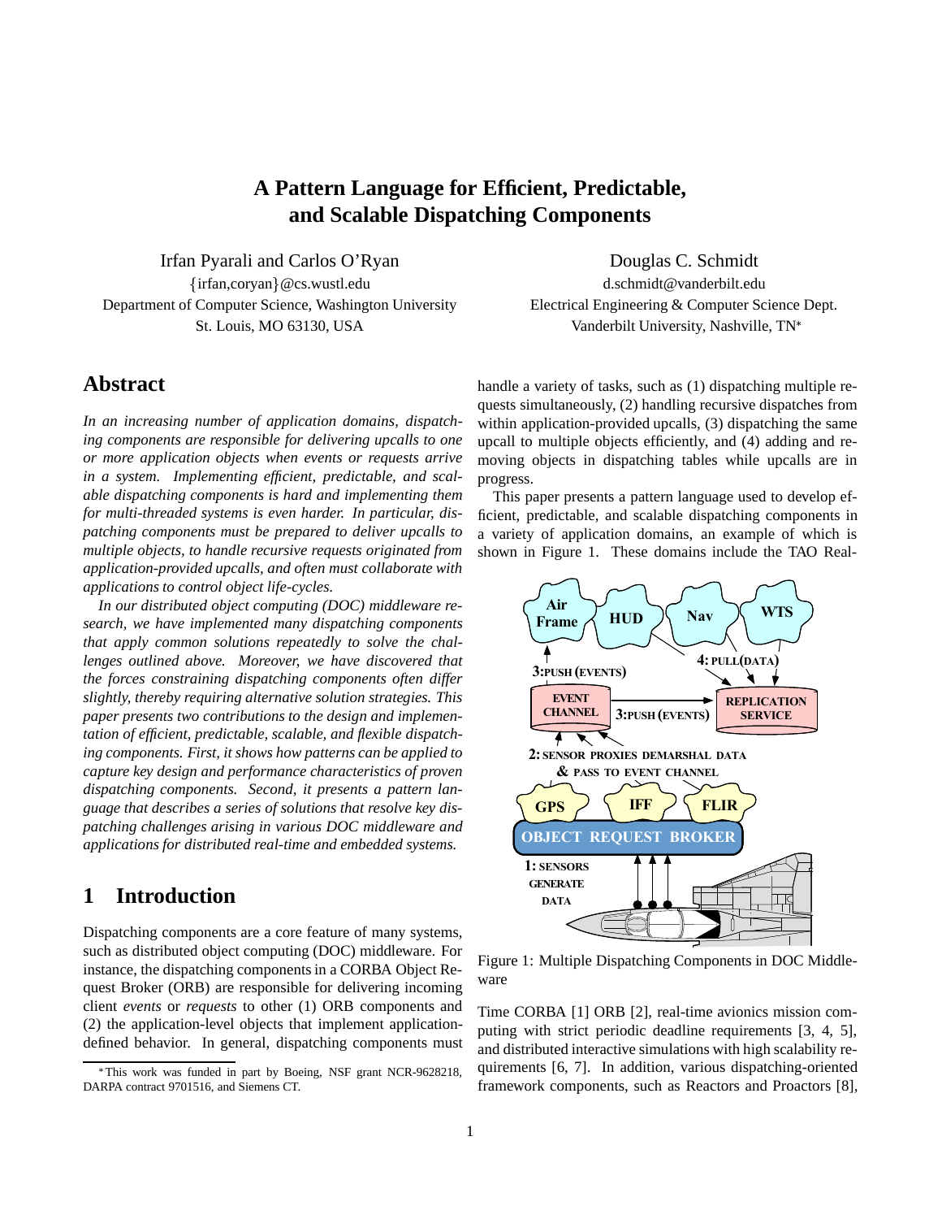# A Pattern Language for Efficient, Predictable, and Scalable Dispatching Components

Irfan Pyarali and Carlos O'Ryan
{irfan,coryan}@cs.wustl.edu
Department of Computer Science, Washington University
St. Louis, MO 63130, USA

Douglas C. Schmidt
d.schmidt@vanderbilt.edu
Electrical Engineering & Computer Science Dept.
Vanderbilt University, Nashville, TN*

## Abstract

*In an increasing number of application domains, dispatching components are responsible for delivering upcalls to one or more application objects when events or requests arrive in a system. Implementing efficient, predictable, and scalable dispatching components is hard and implementing them for multi-threaded systems is even harder. In particular, dispatching components must be prepared to deliver upcalls to multiple objects, to handle recursive requests originated from application-provided upcalls, and often must collaborate with applications to control object life-cycles.*

*In our distributed object computing (DOC) middleware research, we have implemented many dispatching components that apply common solutions repeatedly to solve the challenges outlined above. Moreover, we have discovered that the forces constraining dispatching components often differ slightly, thereby requiring alternative solution strategies. This paper presents two contributions to the design and implementation of efficient, predictable, scalable, and flexible dispatching components. First, it shows how patterns can be applied to capture key design and performance characteristics of proven dispatching components. Second, it presents a pattern language that describes a series of solutions that resolve key dispatching challenges arising in various DOC middleware and applications for distributed real-time and embedded systems.*

## 1 Introduction

Dispatching components are a core feature of many systems, such as distributed object computing (DOC) middleware. For instance, the dispatching components in a CORBA Object Request Broker (ORB) are responsible for delivering incoming client *events* or *requests* to other (1) ORB components and (2) the application-level objects that implement application-defined behavior. In general, dispatching components must handle a variety of tasks, such as (1) dispatching multiple requests simultaneously, (2) handling recursive dispatches from within application-provided upcalls, (3) dispatching the same upcall to multiple objects efficiently, and (4) adding and removing objects in dispatching tables while upcalls are in progress.

This paper presents a pattern language used to develop efficient, predictable, and scalable dispatching components in a variety of application domains, an example of which is shown in Figure 1. These domains include the TAO Real-Time CORBA [1] ORB [2], real-time avionics mission computing with strict periodic deadline requirements [3, 4, 5], and distributed interactive simulations with high scalability requirements [6, 7]. In addition, various dispatching-oriented framework components, such as Reactors and Proactors [8],

Figure 1: Multiple Dispatching Components in DOC Middleware

*This work was funded in part by Boeing, NSF grant NCR-9628218, DARPA contract 9701516, and Siemens CT.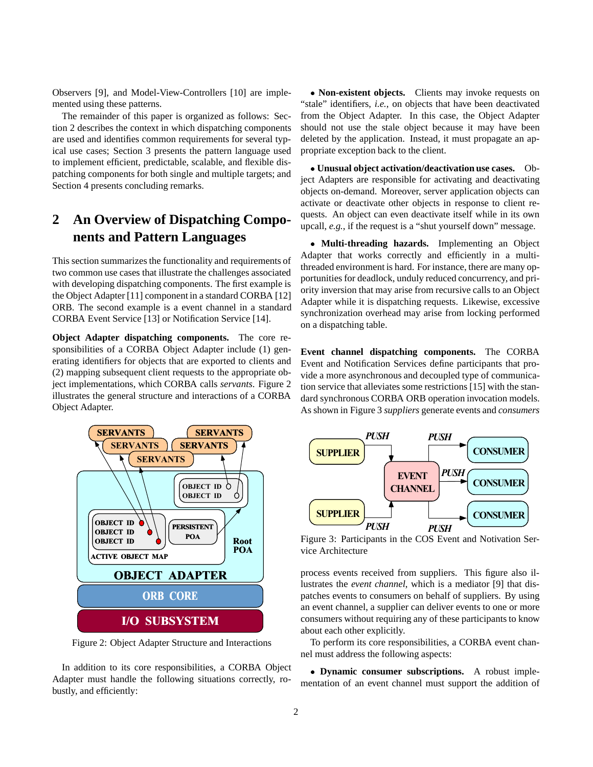Observers [9], and Model-View-Controllers [10] are implemented using these patterns.

The remainder of this paper is organized as follows: Section 2 describes the context in which dispatching components are used and identifies common requirements for several typical use cases; Section 3 presents the pattern language used to implement efficient, predictable, scalable, and flexible dispatching components for both single and multiple targets; and Section 4 presents concluding remarks.

## 2 An Overview of Dispatching Components and Pattern Languages

This section summarizes the functionality and requirements of two common use cases that illustrate the challenges associated with developing dispatching components. The first example is the Object Adapter [11] component in a standard CORBA [12] ORB. The second example is a event channel in a standard CORBA Event Service [13] or Notification Service [14].

**Object Adapter dispatching components.** The core responsibilities of a CORBA Object Adapter include (1) generating identifiers for objects that are exported to clients and (2) mapping subsequent client requests to the appropriate object implementations, which CORBA calls *servants*. Figure 2 illustrates the general structure and interactions of a CORBA Object Adapter.

Figure 2: Object Adapter Structure and Interactions

In addition to its core responsibilities, a CORBA Object Adapter must handle the following situations correctly, robustly, and efficiently:

- **Non-existent objects.** Clients may invoke requests on "stale" identifiers, *i.e.*, on objects that have been deactivated from the Object Adapter. In this case, the Object Adapter should not use the stale object because it may have been deleted by the application. Instead, it must propagate an appropriate exception back to the client.

- **Unusual object activation/deactivation use cases.** Object Adapters are responsible for activating and deactivating objects on-demand. Moreover, server application objects can activate or deactivate other objects in response to client requests. An object can even deactivate itself while in its own upcall, *e.g.*, if the request is a "shut yourself down" message.

- **Multi-threading hazards.** Implementing an Object Adapter that works correctly and efficiently in a multi-threaded environment is hard. For instance, there are many opportunities for deadlock, unduly reduced concurrency, and priority inversion that may arise from recursive calls to an Object Adapter while it is dispatching requests. Likewise, excessive synchronization overhead may arise from locking performed on a dispatching table.

**Event channel dispatching components.** The CORBA Event and Notification Services define participants that provide a more asynchronous and decoupled type of communication service that alleviates some restrictions [15] with the standard synchronous CORBA ORB operation invocation models. As shown in Figure 3 *suppliers* generate events and *consumers* process events received from suppliers. This figure also illustrates the *event channel*, which is a mediator [9] that dispatches events to consumers on behalf of suppliers. By using an event channel, a supplier can deliver events to one or more consumers without requiring any of these participants to know about each other explicitly.

Figure 3: Participants in the COS Event and Notvation Service Architecture

To perform its core responsibilities, a CORBA event channel must address the following aspects:

- **Dynamic consumer subscriptions.** A robust implementation of an event channel must support the addition of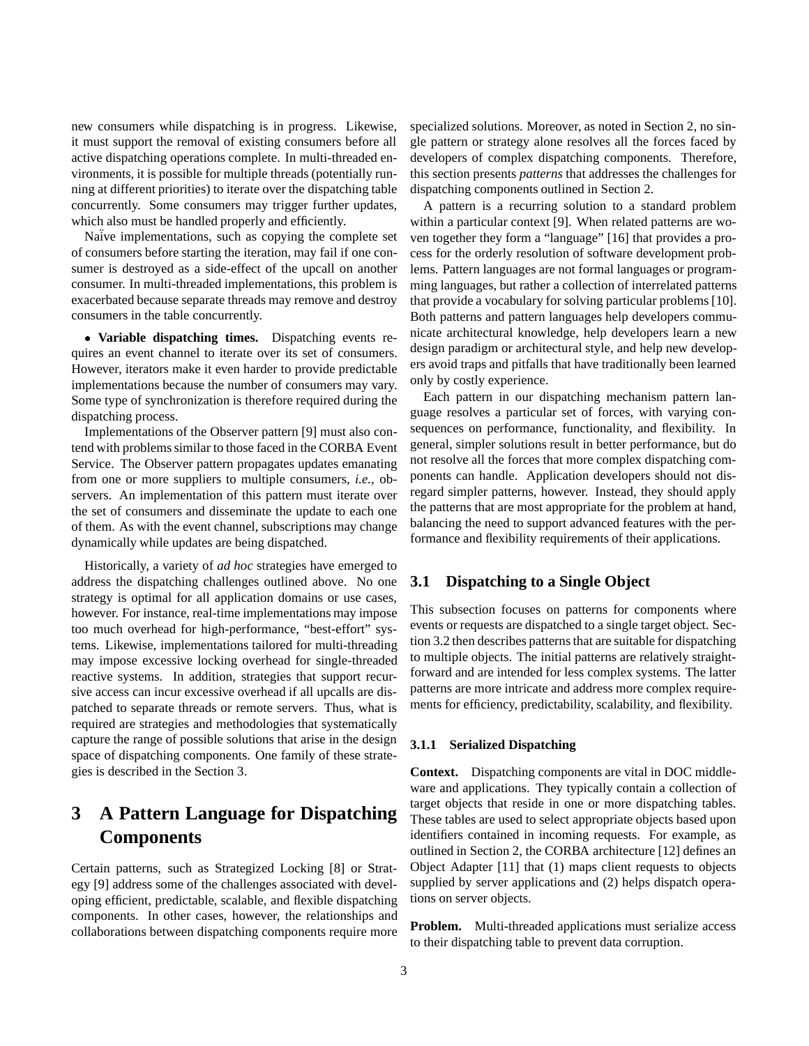new consumers while dispatching is in progress. Likewise, it must support the removal of existing consumers before all active dispatching operations complete. In multi-threaded environments, it is possible for multiple threads (potentially running at different priorities) to iterate over the dispatching table concurrently. Some consumers may trigger further updates, which also must be handled properly and efficiently.

Naïve implementations, such as copying the complete set of consumers before starting the iteration, may fail if one consumer is destroyed as a side-effect of the upcall on another consumer. In multi-threaded implementations, this problem is exacerbated because separate threads may remove and destroy consumers in the table concurrently.

- **Variable dispatching times.** Dispatching events requires an event channel to iterate over its set of consumers. However, iterators make it even harder to provide predictable implementations because the number of consumers may vary. Some type of synchronization is therefore required during the dispatching process.

Implementations of the Observer pattern [9] must also contend with problems similar to those faced in the CORBA Event Service. The Observer pattern propagates updates emanating from one or more suppliers to multiple consumers, *i.e.*, observers. An implementation of this pattern must iterate over the set of consumers and disseminate the update to each one of them. As with the event channel, subscriptions may change dynamically while updates are being dispatched.

Historically, a variety of *ad hoc* strategies have emerged to address the dispatching challenges outlined above. No one strategy is optimal for all application domains or use cases, however. For instance, real-time implementations may impose too much overhead for high-performance, "best-effort" systems. Likewise, implementations tailored for multi-threading may impose excessive locking overhead for single-threaded reactive systems. In addition, strategies that support recursive access can incur excessive overhead if all upcalls are dispatched to separate threads or remote servers. Thus, what is required are strategies and methodologies that systematically capture the range of possible solutions that arise in the design space of dispatching components. One family of these strategies is described in the Section 3.

# 3 A Pattern Language for Dispatching Components

Certain patterns, such as Strategized Locking [8] or Strategy [9] address some of the challenges associated with developing efficient, predictable, scalable, and flexible dispatching components. In other cases, however, the relationships and collaborations between dispatching components require more specialized solutions. Moreover, as noted in Section 2, no single pattern or strategy alone resolves all the forces faced by developers of complex dispatching components. Therefore, this section presents *patterns* that addresses the challenges for dispatching components outlined in Section 2.

A pattern is a recurring solution to a standard problem within a particular context [9]. When related patterns are woven together they form a "language" [16] that provides a process for the orderly resolution of software development problems. Pattern languages are not formal languages or programming languages, but rather a collection of interrelated patterns that provide a vocabulary for solving particular problems [10]. Both patterns and pattern languages help developers communicate architectural knowledge, help developers learn a new design paradigm or architectural style, and help new developers avoid traps and pitfalls that have traditionally been learned only by costly experience.

Each pattern in our dispatching mechanism pattern language resolves a particular set of forces, with varying consequences on performance, functionality, and flexibility. In general, simpler solutions result in better performance, but do not resolve all the forces that more complex dispatching components can handle. Application developers should not disregard simpler patterns, however. Instead, they should apply the patterns that are most appropriate for the problem at hand, balancing the need to support advanced features with the performance and flexibility requirements of their applications.

## 3.1 Dispatching to a Single Object

This subsection focuses on patterns for components where events or requests are dispatched to a single target object. Section 3.2 then describes patterns that are suitable for dispatching to multiple objects. The initial patterns are relatively straightforward and are intended for less complex systems. The latter patterns are more intricate and address more complex requirements for efficiency, predictability, scalability, and flexibility.

### 3.1.1 Serialized Dispatching

**Context.** Dispatching components are vital in DOC middleware and applications. They typically contain a collection of target objects that reside in one or more dispatching tables. These tables are used to select appropriate objects based upon identifiers contained in incoming requests. For example, as outlined in Section 2, the CORBA architecture [12] defines an Object Adapter [11] that (1) maps client requests to objects supplied by server applications and (2) helps dispatch operations on server objects.

**Problem.** Multi-threaded applications must serialize access to their dispatching table to prevent data corruption.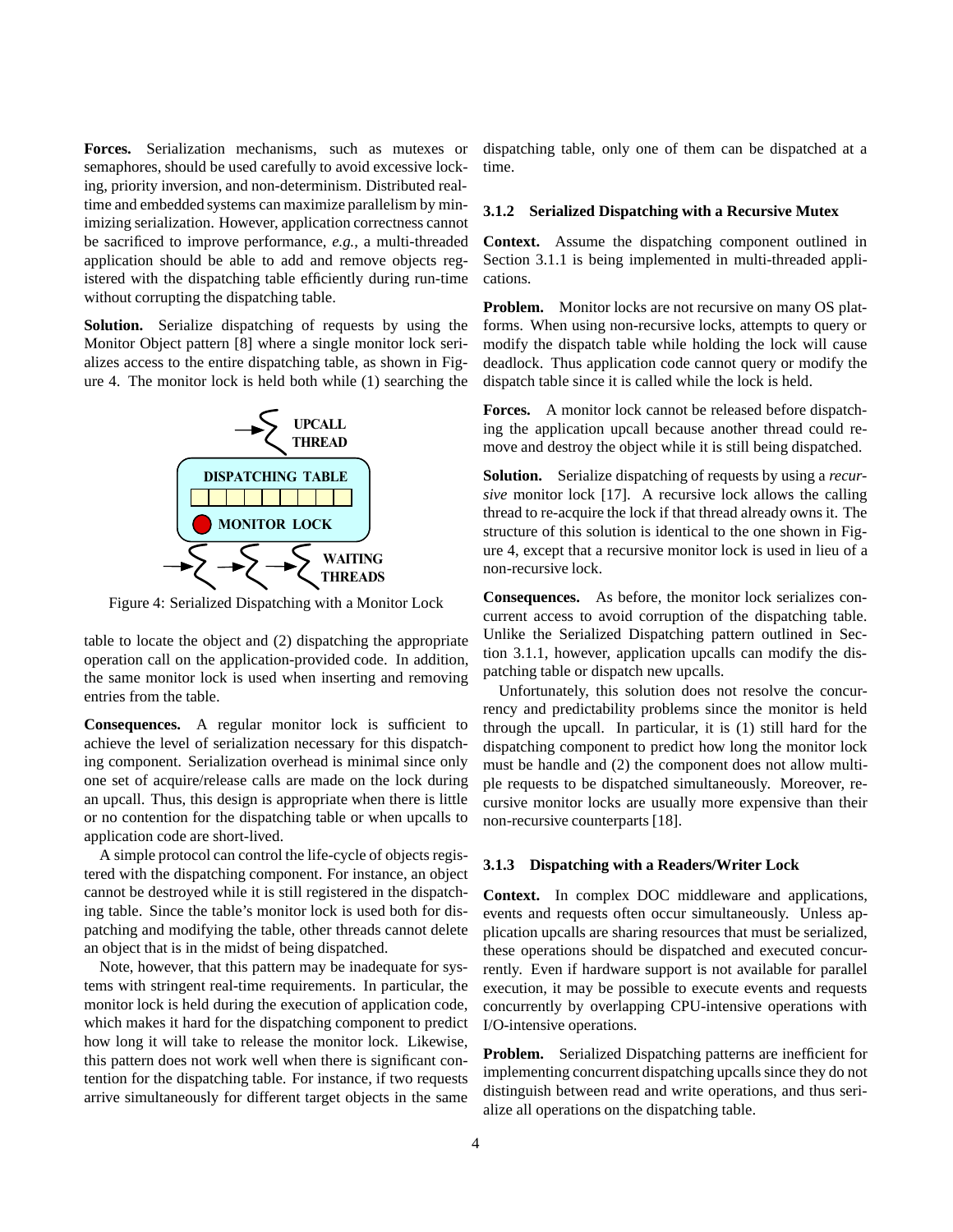**Forces.** Serialization mechanisms, such as mutexes or semaphores, should be used carefully to avoid excessive locking, priority inversion, and non-determinism. Distributed real-time and embedded systems can maximize parallelism by minimizing serialization. However, application correctness cannot be sacrificed to improve performance, *e.g.*, a multi-threaded application should be able to add and remove objects registered with the dispatching table efficiently during run-time without corrupting the dispatching table.

**Solution.** Serialize dispatching of requests by using the Monitor Object pattern [8] where a single monitor lock serializes access to the entire dispatching table, as shown in Figure 4. The monitor lock is held both while (1) searching the table to locate the object and (2) dispatching the appropriate operation call on the application-provided code. In addition, the same monitor lock is used when inserting and removing entries from the table.

Figure 4: Serialized Dispatching with a Monitor Lock

**Consequences.** A regular monitor lock is sufficient to achieve the level of serialization necessary for this dispatching component. Serialization overhead is minimal since only one set of acquire/release calls are made on the lock during an upcall. Thus, this design is appropriate when there is little or no contention for the dispatching table or when upcalls to application code are short-lived.

A simple protocol can control the life-cycle of objects registered with the dispatching component. For instance, an object cannot be destroyed while it is still registered in the dispatching table. Since the table's monitor lock is used both for dispatching and modifying the table, other threads cannot delete an object that is in the midst of being dispatched.

Note, however, that this pattern may be inadequate for systems with stringent real-time requirements. In particular, the monitor lock is held during the execution of application code, which makes it hard for the dispatching component to predict how long it will take to release the monitor lock. Likewise, this pattern does not work well when there is significant contention for the dispatching table. For instance, if two requests arrive simultaneously for different target objects in the same dispatching table, only one of them can be dispatched at a time.

### 3.1.2 Serialized Dispatching with a Recursive Mutex

**Context.** Assume the dispatching component outlined in Section 3.1.1 is being implemented in multi-threaded applications.

**Problem.** Monitor locks are not recursive on many OS platforms. When using non-recursive locks, attempts to query or modify the dispatch table while holding the lock will cause deadlock. Thus application code cannot query or modify the dispatch table since it is called while the lock is held.

**Forces.** A monitor lock cannot be released before dispatching the application upcall because another thread could remove and destroy the object while it is still being dispatched.

**Solution.** Serialize dispatching of requests by using a *recursive* monitor lock [17]. A recursive lock allows the calling thread to re-acquire the lock if that thread already owns it. The structure of this solution is identical to the one shown in Figure 4, except that a recursive monitor lock is used in lieu of a non-recursive lock.

**Consequences.** As before, the monitor lock serializes concurrent access to avoid corruption of the dispatching table. Unlike the Serialized Dispatching pattern outlined in Section 3.1.1, however, application upcalls can modify the dispatching table or dispatch new upcalls.

Unfortunately, this solution does not resolve the concurrency and predictability problems since the monitor is held through the upcall. In particular, it is (1) still hard for the dispatching component to predict how long the monitor lock must be handle and (2) the component does not allow multiple requests to be dispatched simultaneously. Moreover, recursive monitor locks are usually more expensive than their non-recursive counterparts [18].

### 3.1.3 Dispatching with a Readers/Writer Lock

**Context.** In complex DOC middleware and applications, events and requests often occur simultaneously. Unless application upcalls are sharing resources that must be serialized, these operations should be dispatched and executed concurrently. Even if hardware support is not available for parallel execution, it may be possible to execute events and requests concurrently by overlapping CPU-intensive operations with I/O-intensive operations.

**Problem.** Serialized Dispatching patterns are inefficient for implementing concurrent dispatching upcalls since they do not distinguish between read and write operations, and thus serialize all operations on the dispatching table.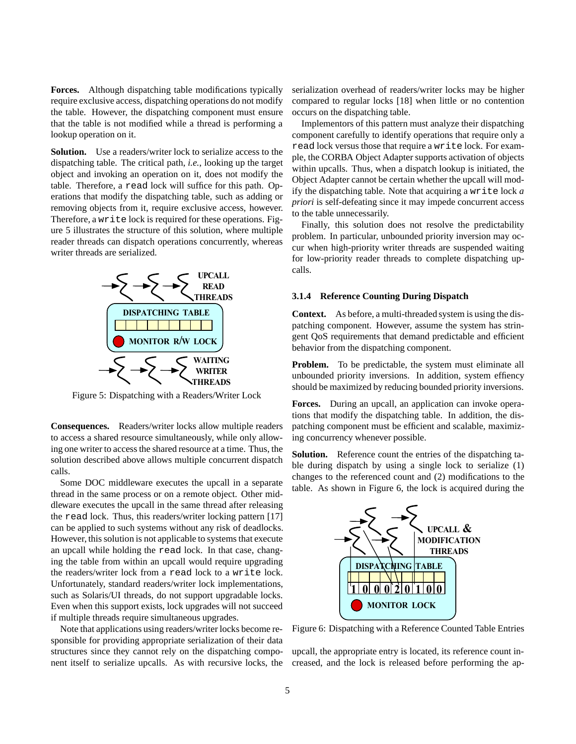**Forces.** Although dispatching table modifications typically require exclusive access, dispatching operations do not modify the table. However, the dispatching component must ensure that the table is not modified while a thread is performing a lookup operation on it.

**Solution.** Use a readers/writer lock to serialize access to the dispatching table. The critical path, *i.e.*, looking up the target object and invoking an operation on it, does not modify the table. Therefore, a `read` lock will suffice for this path. Operations that modify the dispatching table, such as adding or removing objects from it, require exclusive access, however. Therefore, a `write` lock is required for these operations. Figure 5 illustrates the structure of this solution, where multiple reader threads can dispatch operations concurrently, whereas writer threads are serialized.

Figure 5: Dispatching with a Readers/Writer Lock

**Consequences.** Readers/writer locks allow multiple readers to access a shared resource simultaneously, while only allowing one writer to access the shared resource at a time. Thus, the solution described above allows multiple concurrent dispatch calls.

Some DOC middleware executes the upcall in a separate thread in the same process or on a remote object. Other middleware executes the upcall in the same thread after releasing the `read` lock. Thus, this readers/writer locking pattern [17] can be applied to such systems without any risk of deadlocks. However, this solution is not applicable to systems that execute an upcall while holding the `read` lock. In that case, changing the table from within an upcall would require upgrading the readers/writer lock from a `read` lock to a `write` lock. Unfortunately, standard readers/writer lock implementations, such as Solaris/UI threads, do not support upgradable locks. Even when this support exists, lock upgrades will not succeed if multiple threads require simultaneous upgrades.

Note that applications using readers/writer locks become responsible for providing appropriate serialization of their data structures since they cannot rely on the dispatching component itself to serialize upcalls. As with recursive locks, the serialization overhead of readers/writer locks may be higher compared to regular locks [18] when little or no contention occurs on the dispatching table.

Implementors of this pattern must analyze their dispatching component carefully to identify operations that require only a `read` lock versus those that require a `write` lock. For example, the CORBA Object Adapter supports activation of objects within upcalls. Thus, when a dispatch lookup is initiated, the Object Adapter cannot be certain whether the upcall will modify the dispatching table. Note that acquiring a `write` lock *a priori* is self-defeating since it may impede concurrent access to the table unnecessarily.

Finally, this solution does not resolve the predictability problem. In particular, unbounded priority inversion may occur when high-priority writer threads are suspended waiting for low-priority reader threads to complete dispatching upcalls.

### 3.1.4 Reference Counting During Dispatch

**Context.** As before, a multi-threaded system is using the dispatching component. However, assume the system has stringent QoS requirements that demand predictable and efficient behavior from the dispatching component.

**Problem.** To be predictable, the system must eliminate all unbounded priority inversions. In addition, system effiency should be maximized by reducing bounded priority inversions.

**Forces.** During an upcall, an application can invoke operations that modify the dispatching table. In addition, the dispatching component must be efficient and scalable, maximizing concurrency whenever possible.

**Solution.** Reference count the entries of the dispatching table during dispatch by using a single lock to serialize (1) changes to the referenced count and (2) modifications to the table. As shown in Figure 6, the lock is acquired during the upcall, the appropriate entry is located, its reference count increased, and the lock is released before performing the ap-

Figure 6: Dispatching with a Reference Counted Table Entries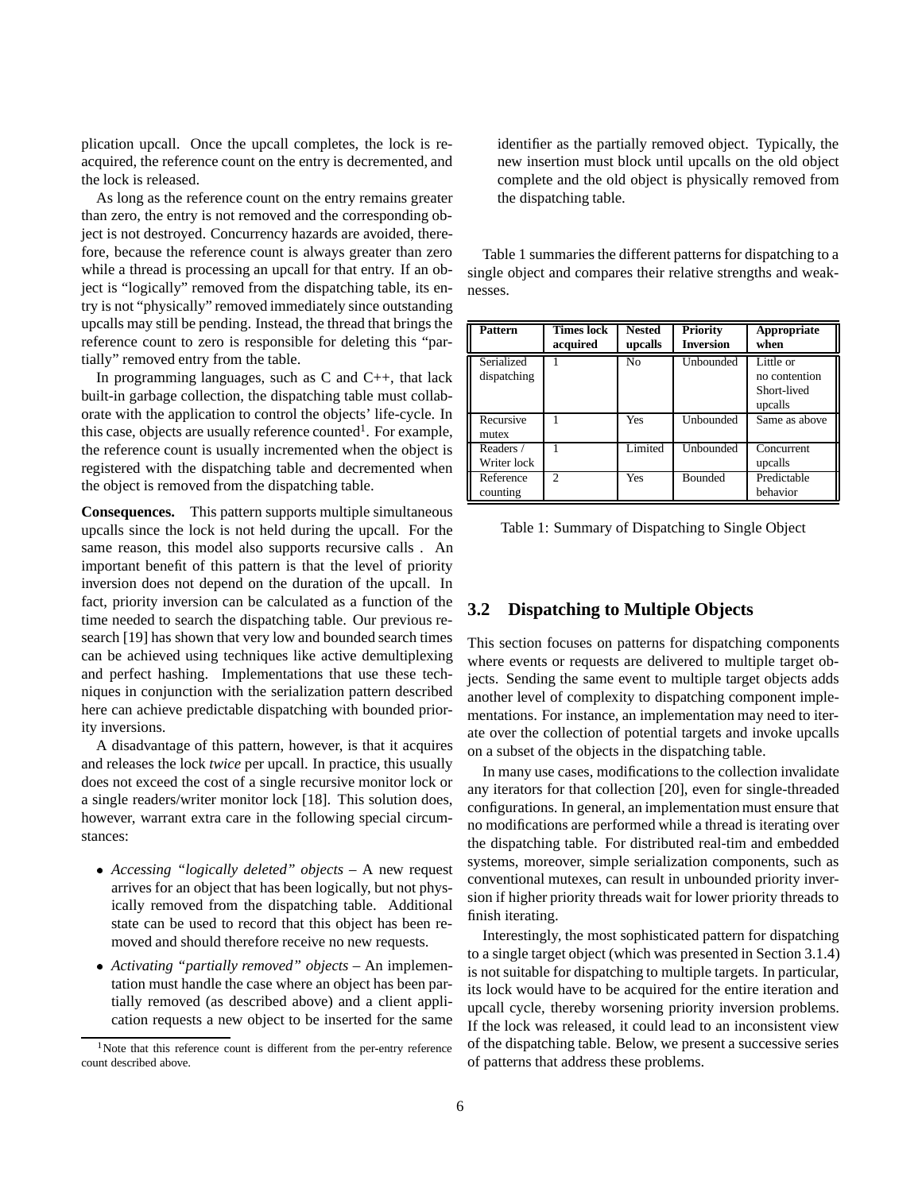plication upcall. Once the upcall completes, the lock is reacquired, the reference count on the entry is decremented, and the lock is released.

As long as the reference count on the entry remains greater than zero, the entry is not removed and the corresponding object is not destroyed. Concurrency hazards are avoided, therefore, because the reference count is always greater than zero while a thread is processing an upcall for that entry. If an object is "logically" removed from the dispatching table, its entry is not "physically" removed immediately since outstanding upcalls may still be pending. Instead, the thread that brings the reference count to zero is responsible for deleting this "partially" removed entry from the table.

In programming languages, such as C and C++, that lack built-in garbage collection, the dispatching table must collaborate with the application to control the objects' life-cycle. In this case, objects are usually reference counted[1]. For example, the reference count is usually incremented when the object is registered with the dispatching table and decremented when the object is removed from the dispatching table.

**Consequences.** This pattern supports multiple simultaneous upcalls since the lock is not held during the upcall. For the same reason, this model also supports recursive calls . An important benefit of this pattern is that the level of priority inversion does not depend on the duration of the upcall. In fact, priority inversion can be calculated as a function of the time needed to search the dispatching table. Our previous research [19] has shown that very low and bounded search times can be achieved using techniques like active demultiplexing and perfect hashing. Implementations that use these techniques in conjunction with the serialization pattern described here can achieve predictable dispatching with bounded priority inversions.

A disadvantage of this pattern, however, is that it acquires and releases the lock *twice* per upcall. In practice, this usually does not exceed the cost of a single recursive monitor lock or a single readers/writer monitor lock [18]. This solution does, however, warrant extra care in the following special circumstances:

- *Accessing "logically deleted" objects* – A new request arrives for an object that has been logically, but not physically removed from the dispatching table. Additional state can be used to record that this object has been removed and should therefore receive no new requests.
- *Activating "partially removed" objects* – An implementation must handle the case where an object has been partially removed (as described above) and a client application requests a new object to be inserted for the same identifier as the partially removed object. Typically, the new insertion must block until upcalls on the old object complete and the old object is physically removed from the dispatching table.

[1] Note that this reference count is different from the per-entry reference count described above.

Table 1 summaries the different patterns for dispatching to a single object and compares their relative strengths and weaknesses.

| Pattern | Times lock acquired | Nested upcalls | Priority Inversion | Appropriate when |
|---|---|---|---|---|
| Serialized dispatching | 1 | No | Unbounded | Little or no contention Short-lived upcalls |
| Recursive mutex | 1 | Yes | Unbounded | Same as above |
| Readers / Writer lock | 1 | Limited | Unbounded | Concurrent upcalls |
| Reference counting | 2 | Yes | Bounded | Predictable behavior |

Table 1: Summary of Dispatching to Single Object

## 3.2 Dispatching to Multiple Objects

This section focuses on patterns for dispatching components where events or requests are delivered to multiple target objects. Sending the same event to multiple target objects adds another level of complexity to dispatching component implementations. For instance, an implementation may need to iterate over the collection of potential targets and invoke upcalls on a subset of the objects in the dispatching table.

In many use cases, modifications to the collection invalidate any iterators for that collection [20], even for single-threaded configurations. In general, an implementation must ensure that no modifications are performed while a thread is iterating over the dispatching table. For distributed real-tim and embedded systems, moreover, simple serialization components, such as conventional mutexes, can result in unbounded priority inversion if higher priority threads wait for lower priority threads to finish iterating.

Interestingly, the most sophisticated pattern for dispatching to a single target object (which was presented in Section 3.1.4) is not suitable for dispatching to multiple targets. In particular, its lock would have to be acquired for the entire iteration and upcall cycle, thereby worsening priority inversion problems. If the lock was released, it could lead to an inconsistent view of the dispatching table. Below, we present a successive series of patterns that address these problems.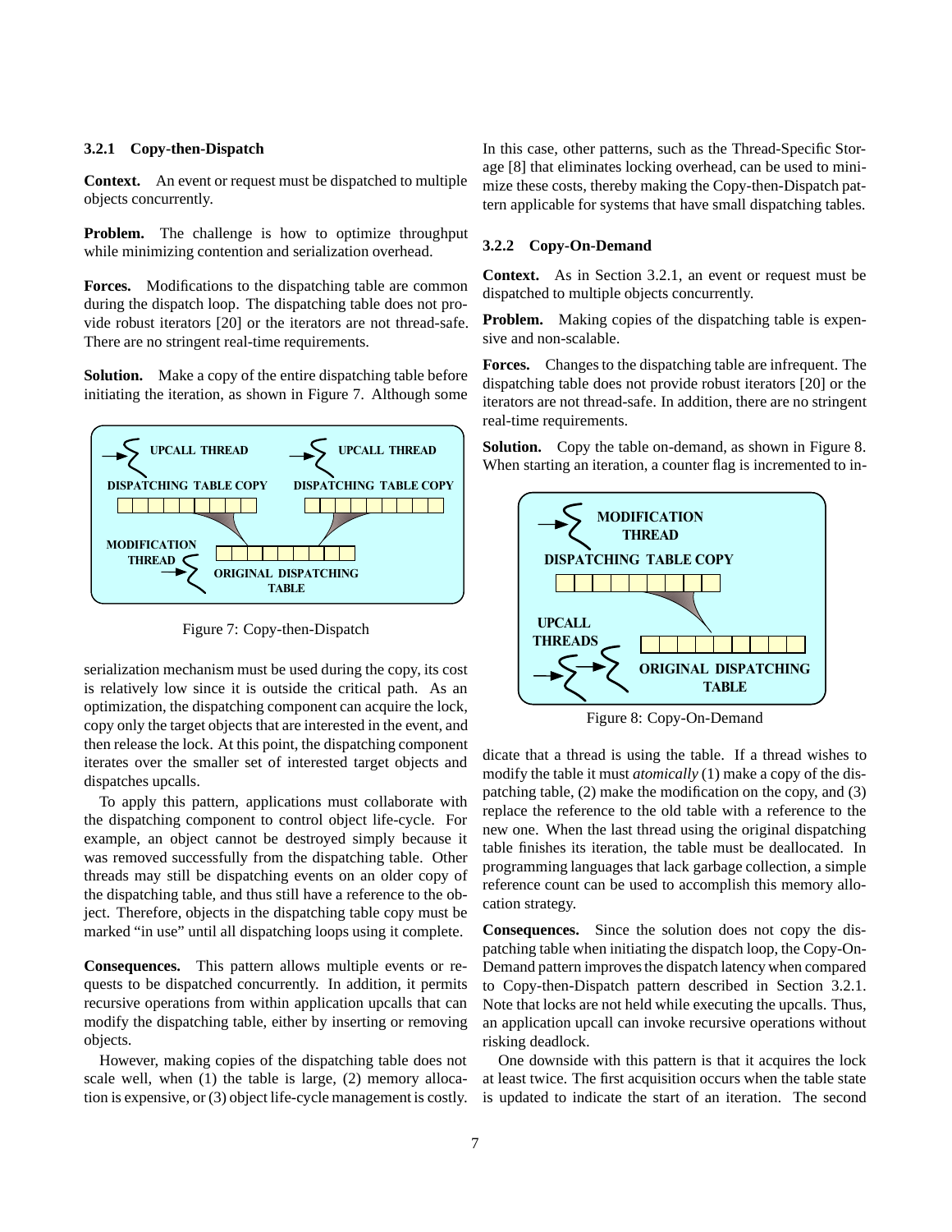### 3.2.1 Copy-then-Dispatch

**Context.** An event or request must be dispatched to multiple objects concurrently.

**Problem.** The challenge is how to optimize throughput while minimizing contention and serialization overhead.

**Forces.** Modifications to the dispatching table are common during the dispatch loop. The dispatching table does not provide robust iterators [20] or the iterators are not thread-safe. There are no stringent real-time requirements.

**Solution.** Make a copy of the entire dispatching table before initiating the iteration, as shown in Figure 7. Although some serialization mechanism must be used during the copy, its cost is relatively low since it is outside the critical path. As an optimization, the dispatching component can acquire the lock, copy only the target objects that are interested in the event, and then release the lock. At this point, the dispatching component iterates over the smaller set of interested target objects and dispatches upcalls.

Figure 7: Copy-then-Dispatch

To apply this pattern, applications must collaborate with the dispatching component to control object life-cycle. For example, an object cannot be destroyed simply because it was removed successfully from the dispatching table. Other threads may still be dispatching events on an older copy of the dispatching table, and thus still have a reference to the object. Therefore, objects in the dispatching table copy must be marked "in use" until all dispatching loops using it complete.

**Consequences.** This pattern allows multiple events or requests to be dispatched concurrently. In addition, it permits recursive operations from within application upcalls that can modify the dispatching table, either by inserting or removing objects.

However, making copies of the dispatching table does not scale well, when (1) the table is large, (2) memory allocation is expensive, or (3) object life-cycle management is costly. In this case, other patterns, such as the Thread-Specific Storage [8] that eliminates locking overhead, can be used to minimize these costs, thereby making the Copy-then-Dispatch pattern applicable for systems that have small dispatching tables.

### 3.2.2 Copy-On-Demand

**Context.** As in Section 3.2.1, an event or request must be dispatched to multiple objects concurrently.

**Problem.** Making copies of the dispatching table is expensive and non-scalable.

**Forces.** Changes to the dispatching table are infrequent. The dispatching table does not provide robust iterators [20] or the iterators are not thread-safe. In addition, there are no stringent real-time requirements.

**Solution.** Copy the table on-demand, as shown in Figure 8. When starting an iteration, a counter flag is incremented to indicate that a thread is using the table. If a thread wishes to modify the table it must *atomically* (1) make a copy of the dispatching table, (2) make the modification on the copy, and (3) replace the reference to the old table with a reference to the new one. When the last thread using the original dispatching table finishes its iteration, the table must be deallocated. In programming languages that lack garbage collection, a simple reference count can be used to accomplish this memory allocation strategy.

Figure 8: Copy-On-Demand

**Consequences.** Since the solution does not copy the dispatching table when initiating the dispatch loop, the Copy-On-Demand pattern improves the dispatch latency when compared to Copy-then-Dispatch pattern described in Section 3.2.1. Note that locks are not held while executing the upcalls. Thus, an application upcall can invoke recursive operations without risking deadlock.

One downside with this pattern is that it acquires the lock at least twice. The first acquisition occurs when the table state is updated to indicate the start of an iteration. The second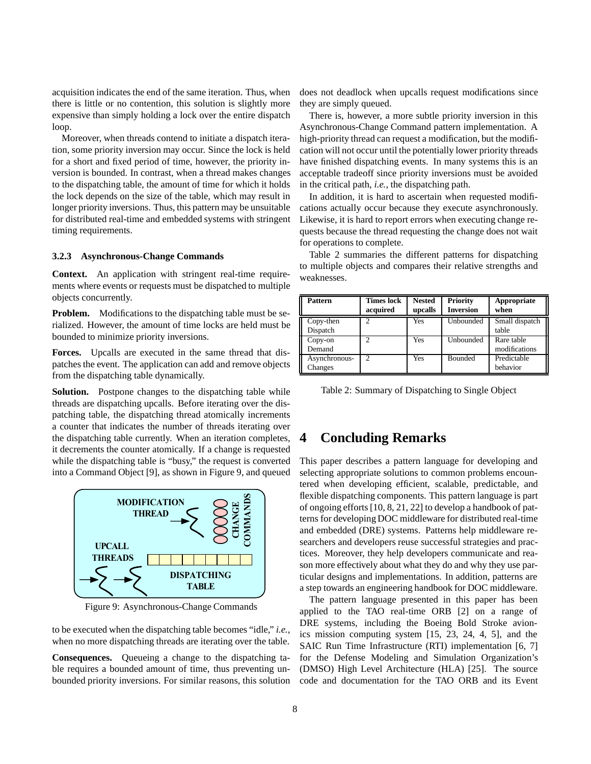acquisition indicates the end of the same iteration. Thus, when there is little or no contention, this solution is slightly more expensive than simply holding a lock over the entire dispatch loop.

Moreover, when threads contend to initiate a dispatch iteration, some priority inversion may occur. Since the lock is held for a short and fixed period of time, however, the priority inversion is bounded. In contrast, when a thread makes changes to the dispatching table, the amount of time for which it holds the lock depends on the size of the table, which may result in longer priority inversions. Thus, this pattern may be unsuitable for distributed real-time and embedded systems with stringent timing requirements.

### 3.2.3 Asynchronous-Change Commands

**Context.** An application with stringent real-time requirements where events or requests must be dispatched to multiple objects concurrently.

**Problem.** Modifications to the dispatching table must be serialized. However, the amount of time locks are held must be bounded to minimize priority inversions.

**Forces.** Upcalls are executed in the same thread that dispatches the event. The application can add and remove objects from the dispatching table dynamically.

**Solution.** Postpone changes to the dispatching table while threads are dispatching upcalls. Before iterating over the dispatching table, the dispatching thread atomically increments a counter that indicates the number of threads iterating over the dispatching table currently. When an iteration completes, it decrements the counter atomically. If a change is requested while the dispatching table is "busy," the request is converted into a Command Object [9], as shown in Figure 9, and queued to be executed when the dispatching table becomes "idle," *i.e.,* when no more dispatching threads are iterating over the table.

Figure 9: Asynchronous-Change Commands

**Consequences.** Queueing a change to the dispatching table requires a bounded amount of time, thus preventing unbounded priority inversions. For similar reasons, this solution does not deadlock when upcalls request modifications since they are simply queued.

There is, however, a more subtle priority inversion in this Asynchronous-Change Command pattern implementation. A high-priority thread can request a modification, but the modification will not occur until the potentially lower priority threads have finished dispatching events. In many systems this is an acceptable tradeoff since priority inversions must be avoided in the critical path, *i.e.,* the dispatching path.

In addition, it is hard to ascertain when requested modifications actually occur because they execute asynchronously. Likewise, it is hard to report errors when executing change requests because the thread requesting the change does not wait for operations to complete.

Table 2 summaries the different patterns for dispatching to multiple objects and compares their relative strengths and weaknesses.

| Pattern | Times lock acquired | Nested upcalls | Priority Inversion | Appropriate when |
|---|---|---|---|---|
| Copy-then Dispatch | 2 | Yes | Unbounded | Small dispatch table |
| Copy-on Demand | 2 | Yes | Unbounded | Rare table modifications |
| Asynchronous-Changes | 2 | Yes | Bounded | Predictable behavior |

Table 2: Summary of Dispatching to Single Object

# 4 Concluding Remarks

This paper describes a pattern language for developing and selecting appropriate solutions to common problems encountered when developing efficient, scalable, predictable, and flexible dispatching components. This pattern language is part of ongoing efforts [10, 8, 21, 22] to develop a handbook of patterns for developing DOC middleware for distributed real-time and embedded (DRE) systems. Patterns help middleware researchers and developers reuse successful strategies and practices. Moreover, they help developers communicate and reason more effectively about what they do and why they use particular designs and implementations. In addition, patterns are a step towards an engineering handbook for DOC middleware.

The pattern language presented in this paper has been applied to the TAO real-time ORB [2] on a range of DRE systems, including the Boeing Bold Stroke avionics mission computing system [15, 23, 24, 4, 5], and the SAIC Run Time Infrastructure (RTI) implementation [6, 7] for the Defense Modeling and Simulation Organization's (DMSO) High Level Architecture (HLA) [25]. The source code and documentation for the TAO ORB and its Event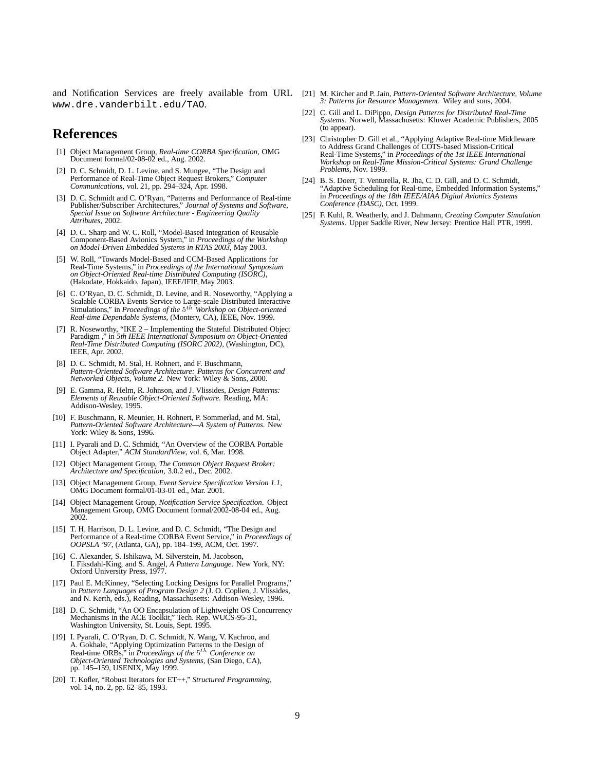and Notification Services are freely available from URL `www.dre.vanderbilt.edu/TAO`.

## References

[1] Object Management Group, *Real-time CORBA Specification*, OMG Document formal/02-08-02 ed., Aug. 2002.

[2] D. C. Schmidt, D. L. Levine, and S. Mungee, "The Design and Performance of Real-Time Object Request Brokers," *Computer Communications*, vol. 21, pp. 294–324, Apr. 1998.

[3] D. C. Schmidt and C. O'Ryan, "Patterns and Performance of Real-time Publisher/Subscriber Architectures," *Journal of Systems and Software, Special Issue on Software Architecture - Engineering Quality Attributes*, 2002.

[4] D. C. Sharp and W. C. Roll, "Model-Based Integration of Reusable Component-Based Avionics System," in *Proceedings of the Workshop on Model-Driven Embedded Systems in RTAS 2003*, May 2003.

[5] W. Roll, "Towards Model-Based and CCM-Based Applications for Real-Time Systems," in *Proceedings of the International Symposium on Object-Oriented Real-time Distributed Computing (ISORC)*, (Hakodate, Hokkaido, Japan), IEEE/IFIP, May 2003.

[6] C. O'Ryan, D. C. Schmidt, D. Levine, and R. Noseworthy, "Applying a Scalable CORBA Events Service to Large-scale Distributed Interactive Simulations," in *Proceedings of the $5^{th}$ Workshop on Object-oriented Real-time Dependable Systems*, (Montery, CA), IEEE, Nov. 1999.

[7] R. Noseworthy, "IKE 2 – Implementing the Stateful Distributed Object Paradigm ," in *5th IEEE International Symposium on Object-Oriented Real-Time Distributed Computing (ISORC 2002)*, (Washington, DC), IEEE, Apr. 2002.

[8] D. C. Schmidt, M. Stal, H. Rohnert, and F. Buschmann, *Pattern-Oriented Software Architecture: Patterns for Concurrent and Networked Objects, Volume 2*. New York: Wiley & Sons, 2000.

[9] E. Gamma, R. Helm, R. Johnson, and J. Vlissides, *Design Patterns: Elements of Reusable Object-Oriented Software*. Reading, MA: Addison-Wesley, 1995.

[10] F. Buschmann, R. Meunier, H. Rohnert, P. Sommerlad, and M. Stal, *Pattern-Oriented Software Architecture—A System of Patterns*. New York: Wiley & Sons, 1996.

[11] I. Pyarali and D. C. Schmidt, "An Overview of the CORBA Portable Object Adapter," *ACM StandardView*, vol. 6, Mar. 1998.

[12] Object Management Group, *The Common Object Request Broker: Architecture and Specification*, 3.0.2 ed., Dec. 2002.

[13] Object Management Group, *Event Service Specification Version 1.1*, OMG Document formal/01-03-01 ed., Mar. 2001.

[14] Object Management Group, *Notification Service Specification*. Object Management Group, OMG Document formal/2002-08-04 ed., Aug. 2002.

[15] T. H. Harrison, D. L. Levine, and D. C. Schmidt, "The Design and Performance of a Real-time CORBA Event Service," in *Proceedings of OOPSLA '97*, (Atlanta, GA), pp. 184–199, ACM, Oct. 1997.

[16] C. Alexander, S. Ishikawa, M. Silverstein, M. Jacobson, I. Fiksdahl-King, and S. Angel, *A Pattern Language*. New York, NY: Oxford University Press, 1977.

[17] Paul E. McKinney, "Selecting Locking Designs for Parallel Programs," in *Pattern Languages of Program Design 2* (J. O. Coplien, J. Vlissides, and N. Kerth, eds.), Reading, Massachusetts: Addison-Wesley, 1996.

[18] D. C. Schmidt, "An OO Encapsulation of Lightweight OS Concurrency Mechanisms in the ACE Toolkit," Tech. Rep. WUCS-95-31, Washington University, St. Louis, Sept. 1995.

[19] I. Pyarali, C. O'Ryan, D. C. Schmidt, N. Wang, V. Kachroo, and A. Gokhale, "Applying Optimization Patterns to the Design of Real-time ORBs," in *Proceedings of the $5^{th}$ Conference on Object-Oriented Technologies and Systems*, (San Diego, CA), pp. 145–159, USENIX, May 1999.

[20] T. Kofler, "Robust Iterators for ET++," *Structured Programming*, vol. 14, no. 2, pp. 62–85, 1993.

[21] M. Kircher and P. Jain, *Pattern-Oriented Software Architecture, Volume 3: Patterns for Resource Management*. Wiley and sons, 2004.

[22] C. Gill and L. DiPippo, *Design Patterns for Distributed Real-Time Systems*. Norwell, Massachusetts: Kluwer Academic Publishers, 2005 (to appear).

[23] Christopher D. Gill et al., "Applying Adaptive Real-time Middleware to Address Grand Challenges of COTS-based Mission-Critical Real-Time Systems," in *Proceedings of the 1st IEEE International Workshop on Real-Time Mission-Critical Systems: Grand Challenge Problems*, Nov. 1999.

[24] B. S. Doerr, T. Venturella, R. Jha, C. D. Gill, and D. C. Schmidt, "Adaptive Scheduling for Real-time, Embedded Information Systems," in *Proceedings of the 18th IEEE/AIAA Digital Avionics Systems Conference (DASC)*, Oct. 1999.

[25] F. Kuhl, R. Weatherly, and J. Dahmann, *Creating Computer Simulation Systems*. Upper Saddle River, New Jersey: Prentice Hall PTR, 1999.